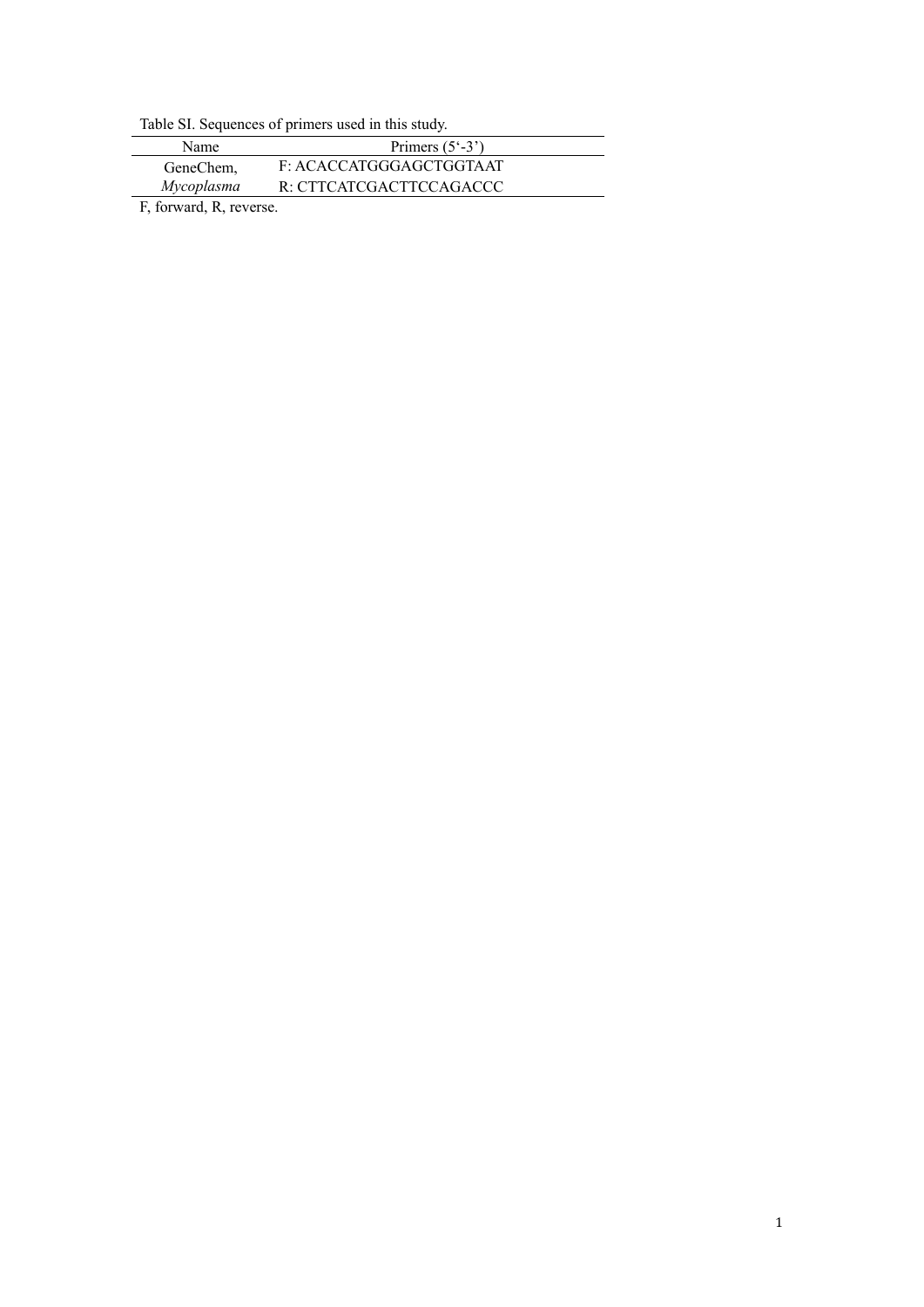Table SI. Sequences of primers used in this study.

| Name | Primers (5'-3') |
| --- | --- |
| GeneChem, *Mycoplasma* | F: ACACCATGGGAGCTGGTAAT<br>R: CTTCATCGACTTCCAGACCC |

F, forward, R, reverse.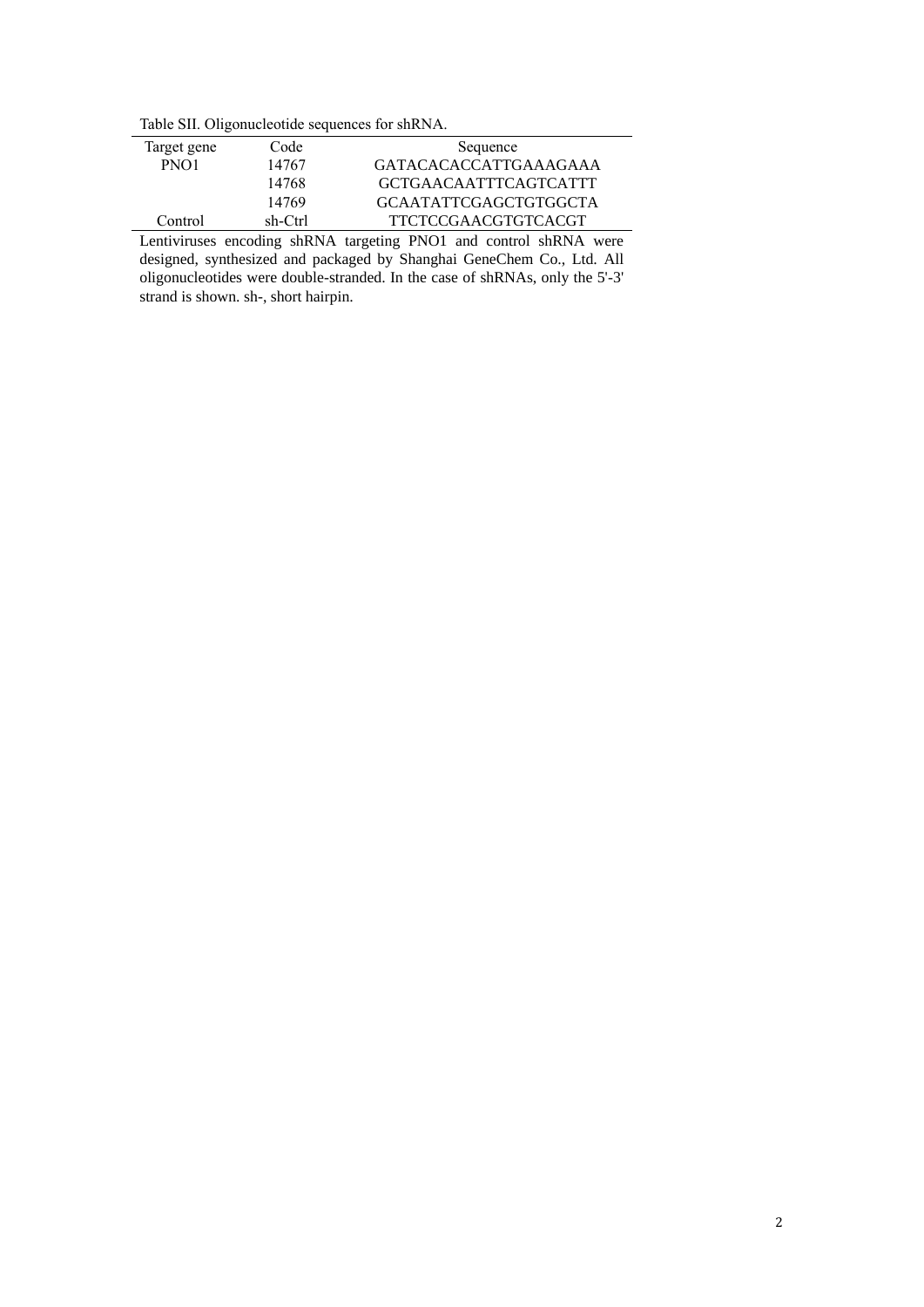Table SII. Oligonucleotide sequences for shRNA.

| Target gene | Code | Sequence |
| --- | --- | --- |
| PNO1 | 14767 | GATACACACCATTGAAAGAAA |
| | 14768 | GCTGAACAATTTCAGTCATTT |
| | 14769 | GCAATATTCGAGCTGTGGCTA |
| Control | sh-Ctrl | TTCTCCGAACGTGTCACGT |

Lentiviruses encoding shRNA targeting PNO1 and control shRNA were designed, synthesized and packaged by Shanghai GeneChem Co., Ltd. All oligonucleotides were double-stranded. In the case of shRNAs, only the 5'-3' strand is shown. sh-, short hairpin.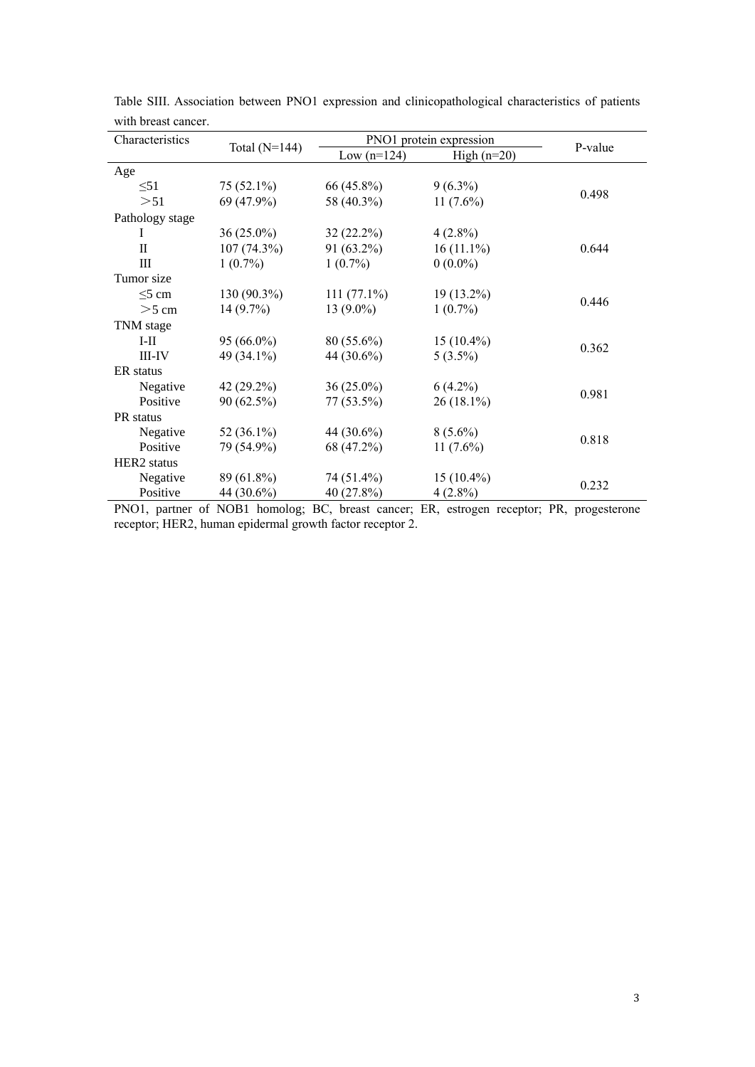Table SIII. Association between PNO1 expression and clinicopathological characteristics of patients with breast cancer.

| Characteristics | Total (N=144) | PNO1 protein expression | | P-value |
|---|---|---|---|---|
| | | Low (n=124) | High (n=20) | |
| Age | | | | |
| ≤51 | 75 (52.1%) | 66 (45.8%) | 9 (6.3%) | 0.498 |
| ＞51 | 69 (47.9%) | 58 (40.3%) | 11 (7.6%) | |
| Pathology stage | | | | |
| I | 36 (25.0%) | 32 (22.2%) | 4 (2.8%) | 0.644 |
| II | 107 (74.3%) | 91 (63.2%) | 16 (11.1%) | |
| III | 1 (0.7%) | 1 (0.7%) | 0 (0.0%) | |
| Tumor size | | | | |
| ≤5 cm | 130 (90.3%) | 111 (77.1%) | 19 (13.2%) | 0.446 |
| ＞5 cm | 14 (9.7%) | 13 (9.0%) | 1 (0.7%) | |
| TNM stage | | | | |
| I-II | 95 (66.0%) | 80 (55.6%) | 15 (10.4%) | 0.362 |
| III-IV | 49 (34.1%) | 44 (30.6%) | 5 (3.5%) | |
| ER status | | | | |
| Negative | 42 (29.2%) | 36 (25.0%) | 6 (4.2%) | 0.981 |
| Positive | 90 (62.5%) | 77 (53.5%) | 26 (18.1%) | |
| PR status | | | | |
| Negative | 52 (36.1%) | 44 (30.6%) | 8 (5.6%) | 0.818 |
| Positive | 79 (54.9%) | 68 (47.2%) | 11 (7.6%) | |
| HER2 status | | | | |
| Negative | 89 (61.8%) | 74 (51.4%) | 15 (10.4%) | 0.232 |
| Positive | 44 (30.6%) | 40 (27.8%) | 4 (2.8%) | |

PNO1, partner of NOB1 homolog; BC, breast cancer; ER, estrogen receptor; PR, progesterone receptor; HER2, human epidermal growth factor receptor 2.